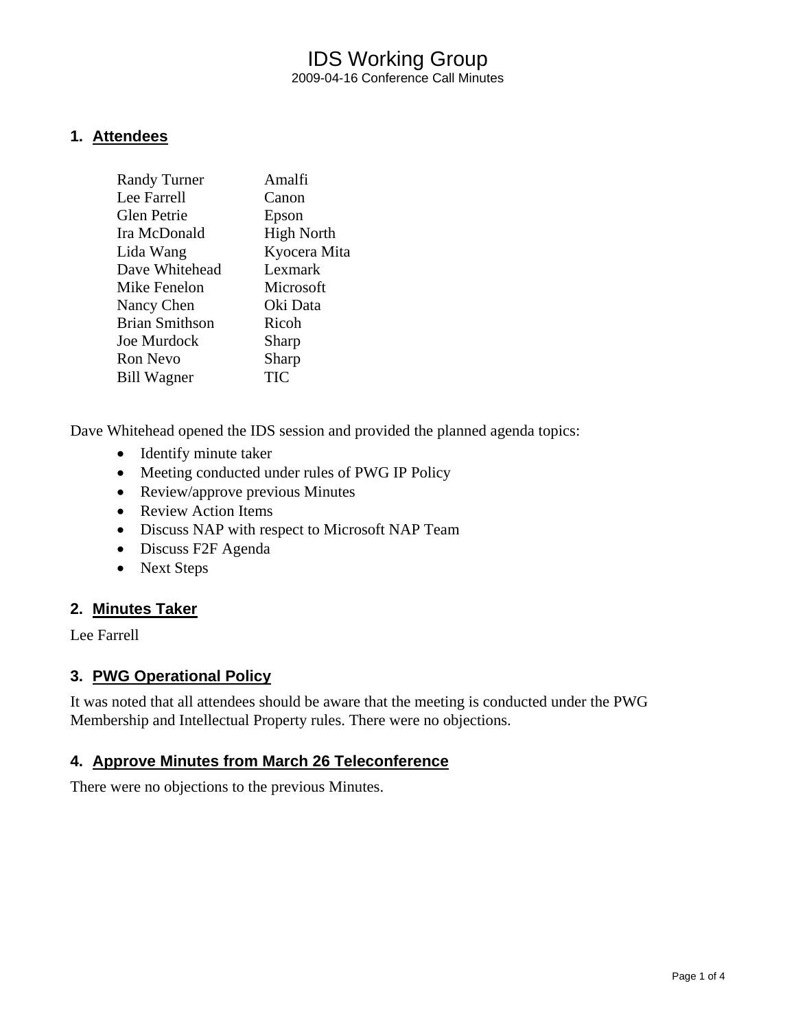# IDS Working Group

2009-04-16 Conference Call Minutes

## 1. Attendees

| | |
|---|---|
| Randy Turner | Amalfi |
| Lee Farrell | Canon |
| Glen Petrie | Epson |
| Ira McDonald | High North |
| Lida Wang | Kyocera Mita |
| Dave Whitehead | Lexmark |
| Mike Fenelon | Microsoft |
| Nancy Chen | Oki Data |
| Brian Smithson | Ricoh |
| Joe Murdock | Sharp |
| Ron Nevo | Sharp |
| Bill Wagner | TIC |

Dave Whitehead opened the IDS session and provided the planned agenda topics:

- Identify minute taker
- Meeting conducted under rules of PWG IP Policy
- Review/approve previous Minutes
- Review Action Items
- Discuss NAP with respect to Microsoft NAP Team
- Discuss F2F Agenda
- Next Steps

## 2. Minutes Taker

Lee Farrell

## 3. PWG Operational Policy

It was noted that all attendees should be aware that the meeting is conducted under the PWG Membership and Intellectual Property rules. There were no objections.

## 4. Approve Minutes from March 26 Teleconference

There were no objections to the previous Minutes.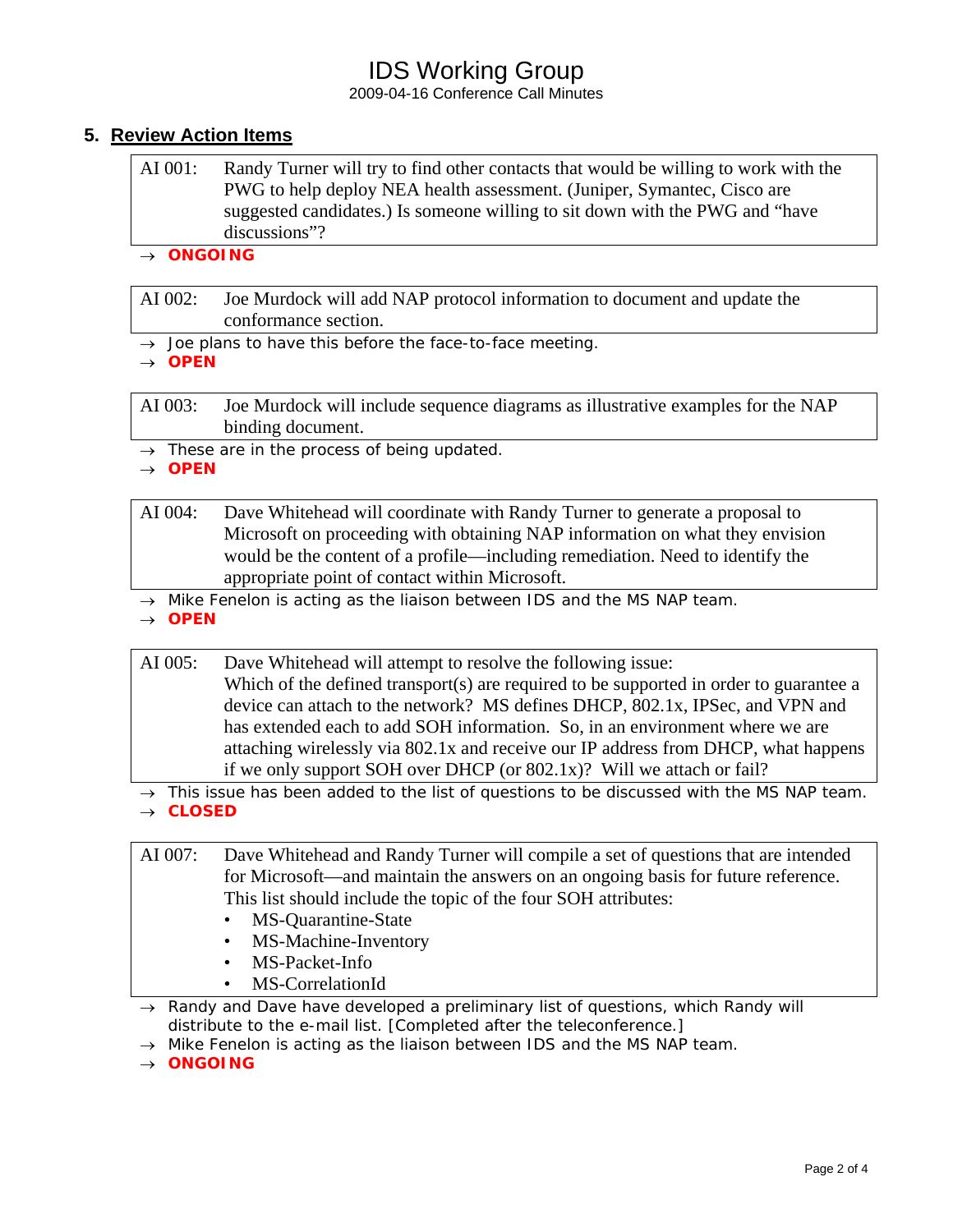## 5. Review Action Items

| AI 001: | Randy Turner will try to find other contacts that would be willing to work with the PWG to help deploy NEA health assessment. (Juniper, Symantec, Cisco are suggested candidates.) Is someone willing to sit down with the PWG and "have discussions"? |
|---|---|

→ **ONGOING**

| AI 002: | Joe Murdock will add NAP protocol information to document and update the conformance section. |
|---|---|

→ Joe plans to have this before the face-to-face meeting.
→ **OPEN**

| AI 003: | Joe Murdock will include sequence diagrams as illustrative examples for the NAP binding document. |
|---|---|

→ These are in the process of being updated.
→ **OPEN**

| AI 004: | Dave Whitehead will coordinate with Randy Turner to generate a proposal to Microsoft on proceeding with obtaining NAP information on what they envision would be the content of a profile—including remediation. Need to identify the appropriate point of contact within Microsoft. |
|---|---|

→ Mike Fenelon is acting as the liaison between IDS and the MS NAP team.
→ **OPEN**

| AI 005: | Dave Whitehead will attempt to resolve the following issue: Which of the defined transport(s) are required to be supported in order to guarantee a device can attach to the network? MS defines DHCP, 802.1x, IPSec, and VPN and has extended each to add SOH information. So, in an environment where we are attaching wirelessly via 802.1x and receive our IP address from DHCP, what happens if we only support SOH over DHCP (or 802.1x)? Will we attach or fail? |
|---|---|

→ This issue has been added to the list of questions to be discussed with the MS NAP team.
→ **CLOSED**

**AI 007:** Dave Whitehead and Randy Turner will compile a set of questions that are intended for Microsoft—and maintain the answers on an ongoing basis for future reference. This list should include the topic of the four SOH attributes:

- MS-Quarantine-State
- MS-Machine-Inventory
- MS-Packet-Info
- MS-CorrelationId

→ Randy and Dave have developed a preliminary list of questions, which Randy will distribute to the e-mail list. [Completed after the teleconference.]
→ Mike Fenelon is acting as the liaison between IDS and the MS NAP team.
→ **ONGOING**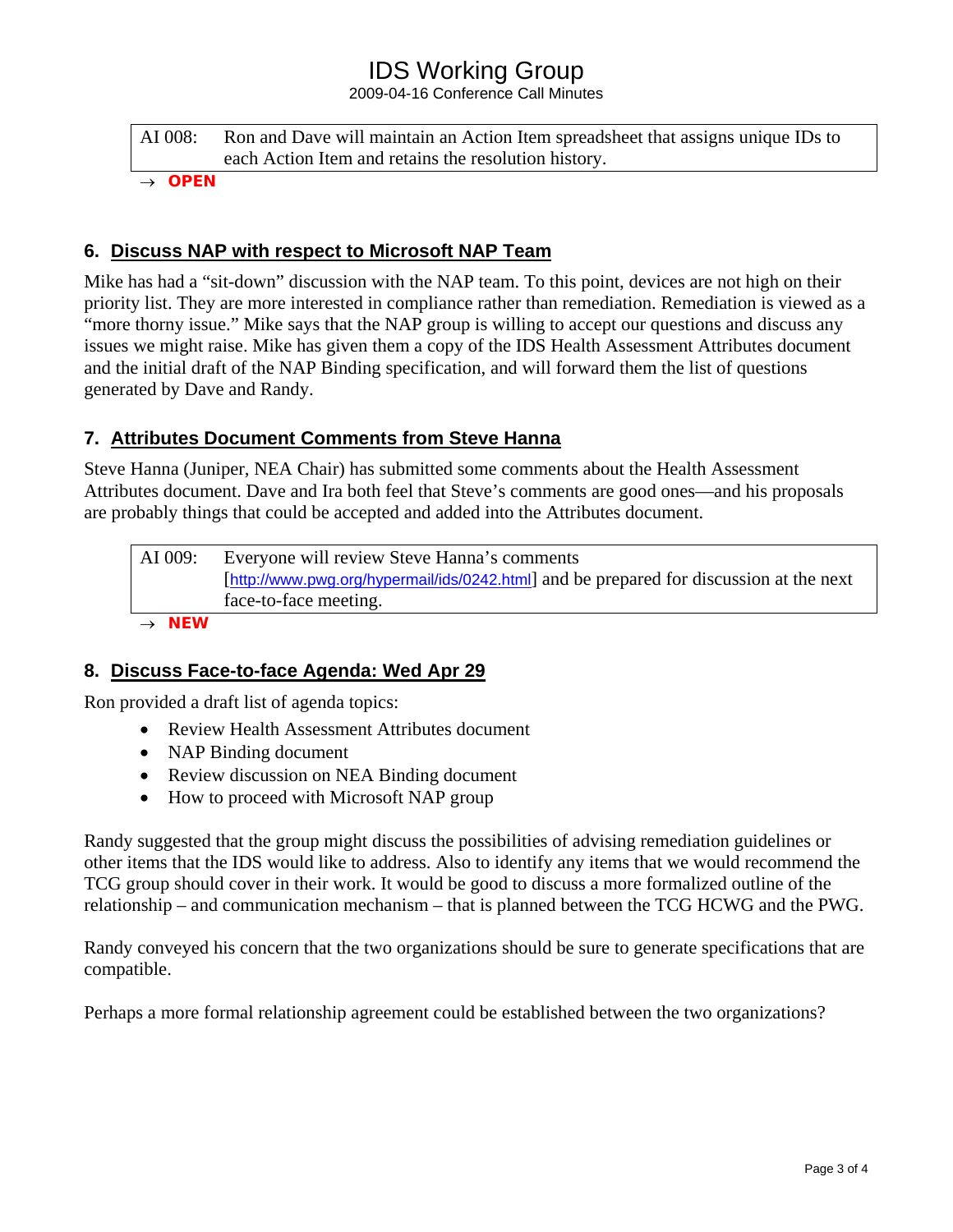| AI 008: | Ron and Dave will maintain an Action Item spreadsheet that assigns unique IDs to each Action Item and retains the resolution history. |
|---|---|

→ **OPEN**

## 6. Discuss NAP with respect to Microsoft NAP Team

Mike has had a "sit-down" discussion with the NAP team. To this point, devices are not high on their priority list. They are more interested in compliance rather than remediation. Remediation is viewed as a "more thorny issue." Mike says that the NAP group is willing to accept our questions and discuss any issues we might raise. Mike has given them a copy of the IDS Health Assessment Attributes document and the initial draft of the NAP Binding specification, and will forward them the list of questions generated by Dave and Randy.

## 7. Attributes Document Comments from Steve Hanna

Steve Hanna (Juniper, NEA Chair) has submitted some comments about the Health Assessment Attributes document. Dave and Ira both feel that Steve's comments are good ones—and his proposals are probably things that could be accepted and added into the Attributes document.

| AI 009: | Everyone will review Steve Hanna's comments [http://www.pwg.org/hypermail/ids/0242.html] and be prepared for discussion at the next face-to-face meeting. |
|---|---|

→ **NEW**

## 8. Discuss Face-to-face Agenda: Wed Apr 29

Ron provided a draft list of agenda topics:

- Review Health Assessment Attributes document
- NAP Binding document
- Review discussion on NEA Binding document
- How to proceed with Microsoft NAP group

Randy suggested that the group might discuss the possibilities of advising remediation guidelines or other items that the IDS would like to address. Also to identify any items that we would recommend the TCG group should cover in their work. It would be good to discuss a more formalized outline of the relationship – and communication mechanism – that is planned between the TCG HCWG and the PWG.

Randy conveyed his concern that the two organizations should be sure to generate specifications that are compatible.

Perhaps a more formal relationship agreement could be established between the two organizations?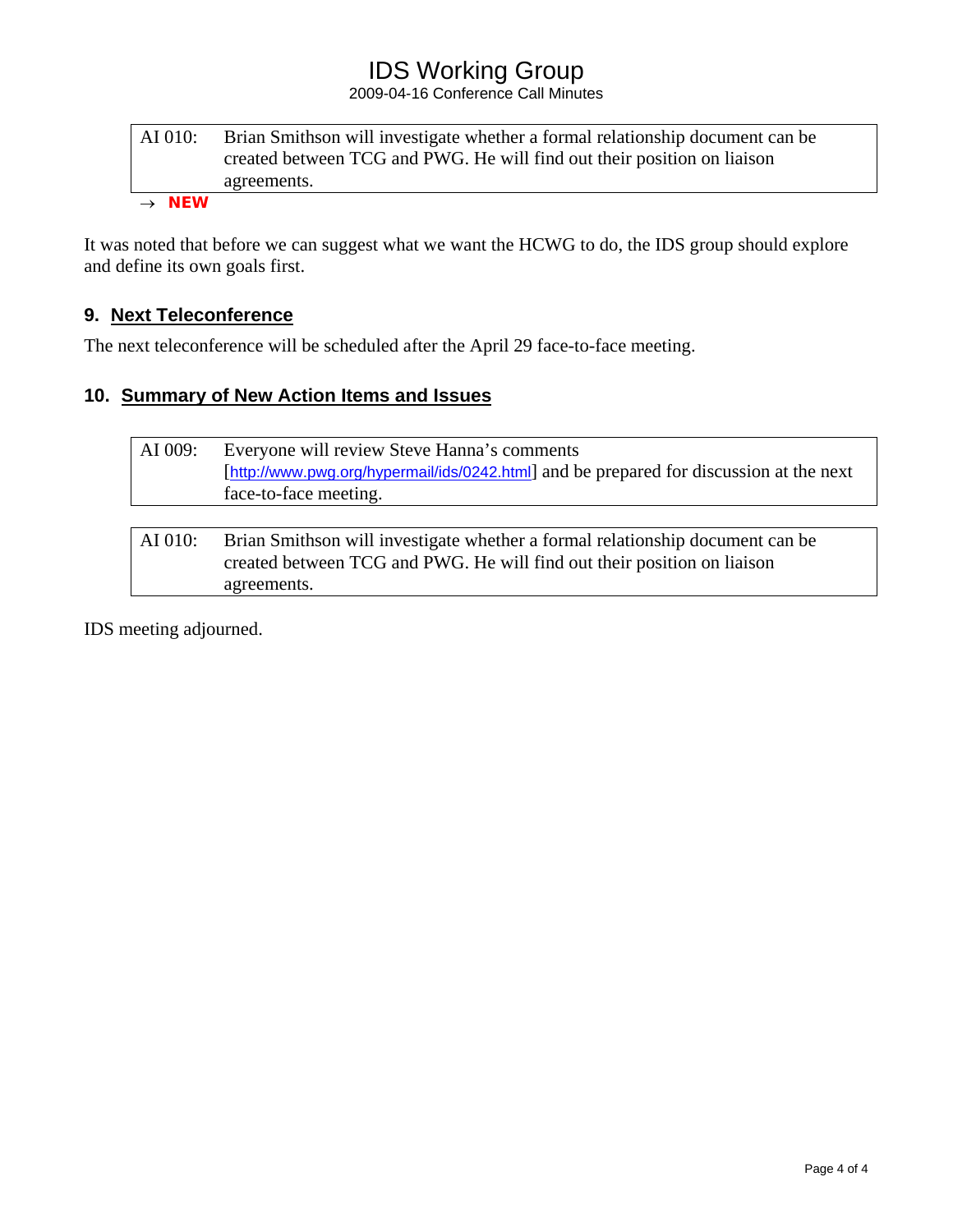| | |
|---|---|
| AI 010: | Brian Smithson will investigate whether a formal relationship document can be created between TCG and PWG. He will find out their position on liaison agreements. |

→ **NEW**

It was noted that before we can suggest what we want the HCWG to do, the IDS group should explore and define its own goals first.

## 9. Next Teleconference

The next teleconference will be scheduled after the April 29 face-to-face meeting.

## 10. Summary of New Action Items and Issues

| | |
|---|---|
| AI 009: | Everyone will review Steve Hanna's comments [http://www.pwg.org/hypermail/ids/0242.html] and be prepared for discussion at the next face-to-face meeting. |

| | |
|---|---|
| AI 010: | Brian Smithson will investigate whether a formal relationship document can be created between TCG and PWG. He will find out their position on liaison agreements. |

IDS meeting adjourned.